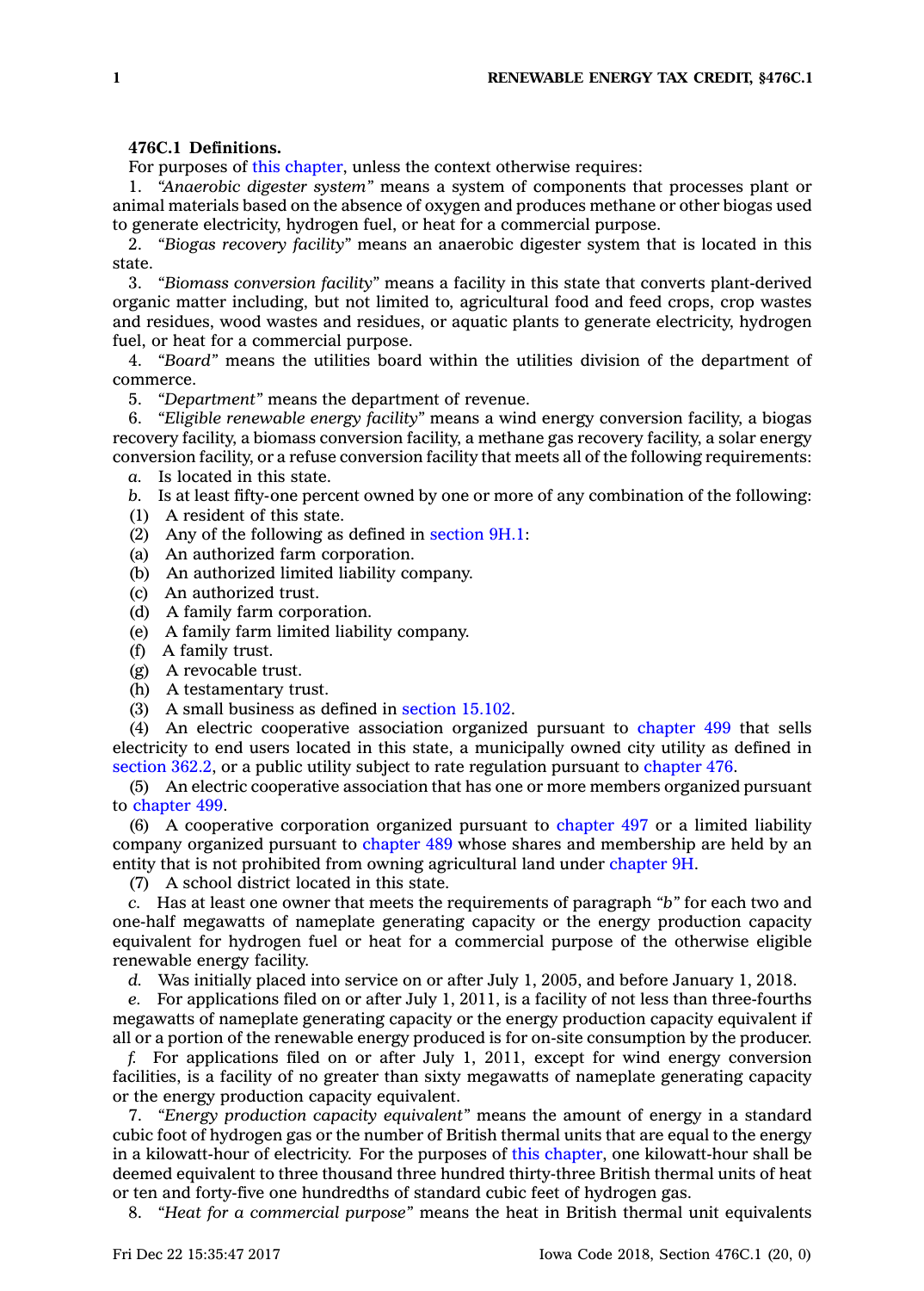**476C.1 Definitions.**

For purposes of this chapter, unless the context otherwise requires:

1. *"Anaerobic digester system"* means a system of components that processes plant or animal materials based on the absence of oxygen and produces methane or other biogas used to generate electricity, hydrogen fuel, or heat for a commercial purpose.

2. *"Biogas recovery facility"* means an anaerobic digester system that is located in this state.

3. *"Biomass conversion facility"* means a facility in this state that converts plant-derived organic matter including, but not limited to, agricultural food and feed crops, crop wastes and residues, wood wastes and residues, or aquatic plants to generate electricity, hydrogen fuel, or heat for a commercial purpose.

4. *"Board"* means the utilities board within the utilities division of the department of commerce.

5. *"Department"* means the department of revenue.

6. *"Eligible renewable energy facility"* means a wind energy conversion facility, a biogas recovery facility, a biomass conversion facility, a methane gas recovery facility, a solar energy conversion facility, or a refuse conversion facility that meets all of the following requirements:

*a.* Is located in this state.

*b.* Is at least fifty-one percent owned by one or more of any combination of the following:

(1) A resident of this state.

(2) Any of the following as defined in section 9H.1:

(a) An authorized farm corporation.

(b) An authorized limited liability company.

(c) An authorized trust.

(d) A family farm corporation.

(e) A family farm limited liability company.

(f) A family trust.

(g) A revocable trust.

(h) A testamentary trust.

(3) A small business as defined in section 15.102.

(4) An electric cooperative association organized pursuant to chapter 499 that sells electricity to end users located in this state, a municipally owned city utility as defined in section 362.2, or a public utility subject to rate regulation pursuant to chapter 476.

(5) An electric cooperative association that has one or more members organized pursuant to chapter 499.

(6) A cooperative corporation organized pursuant to chapter 497 or a limited liability company organized pursuant to chapter 489 whose shares and membership are held by an entity that is not prohibited from owning agricultural land under chapter 9H.

(7) A school district located in this state.

*c.* Has at least one owner that meets the requirements of paragraph *"b"* for each two and one-half megawatts of nameplate generating capacity or the energy production capacity equivalent for hydrogen fuel or heat for a commercial purpose of the otherwise eligible renewable energy facility.

*d.* Was initially placed into service on or after July 1, 2005, and before January 1, 2018.

*e.* For applications filed on or after July 1, 2011, is a facility of not less than three-fourths megawatts of nameplate generating capacity or the energy production capacity equivalent if all or a portion of the renewable energy produced is for on-site consumption by the producer.

*f.* For applications filed on or after July 1, 2011, except for wind energy conversion facilities, is a facility of no greater than sixty megawatts of nameplate generating capacity or the energy production capacity equivalent.

7. *"Energy production capacity equivalent"* means the amount of energy in a standard cubic foot of hydrogen gas or the number of British thermal units that are equal to the energy in a kilowatt-hour of electricity. For the purposes of this chapter, one kilowatt-hour shall be deemed equivalent to three thousand three hundred thirty-three British thermal units of heat or ten and forty-five one hundredths of standard cubic feet of hydrogen gas.

8. *"Heat for a commercial purpose"* means the heat in British thermal unit equivalents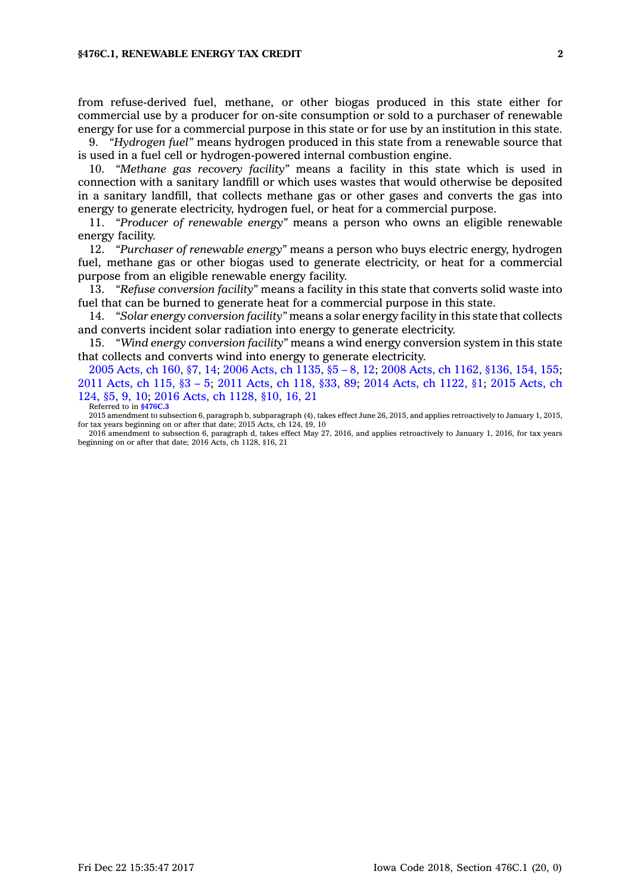from refuse-derived fuel, methane, or other biogas produced in this state either for commercial use by a producer for on-site consumption or sold to a purchaser of renewable energy for use for a commercial purpose in this state or for use by an institution in this state.

9. *"Hydrogen fuel"* means hydrogen produced in this state from a renewable source that is used in a fuel cell or hydrogen-powered internal combustion engine.

10. *"Methane gas recovery facility"* means a facility in this state which is used in connection with a sanitary landfill or which uses wastes that would otherwise be deposited in a sanitary landfill, that collects methane gas or other gases and converts the gas into energy to generate electricity, hydrogen fuel, or heat for a commercial purpose.

11. *"Producer of renewable energy"* means a person who owns an eligible renewable energy facility.

12. *"Purchaser of renewable energy"* means a person who buys electric energy, hydrogen fuel, methane gas or other biogas used to generate electricity, or heat for a commercial purpose from an eligible renewable energy facility.

13. *"Refuse conversion facility"* means a facility in this state that converts solid waste into fuel that can be burned to generate heat for a commercial purpose in this state.

14. *"Solar energy conversion facility"* means a solar energy facility in this state that collects and converts incident solar radiation into energy to generate electricity.

15. *"Wind energy conversion facility"* means a wind energy conversion system in this state that collects and converts wind into energy to generate electricity.

2005 Acts, ch 160, §7, 14; 2006 Acts, ch 1135, §5 – 8, 12; 2008 Acts, ch 1162, §136, 154, 155; 2011 Acts, ch 115, §3 – 5; 2011 Acts, ch 118, §33, 89; 2014 Acts, ch 1122, §1; 2015 Acts, ch 124, §5, 9, 10; 2016 Acts, ch 1128, §10, 16, 21

Referred to in **§476C.3**

2015 amendment to subsection 6, paragraph b, subparagraph (4), takes effect June 26, 2015, and applies retroactively to January 1, 2015, for tax years beginning on or after that date; 2015 Acts, ch 124, §9, 10

2016 amendment to subsection 6, paragraph d, takes effect May 27, 2016, and applies retroactively to January 1, 2016, for tax years beginning on or after that date; 2016 Acts, ch 1128, §16, 21